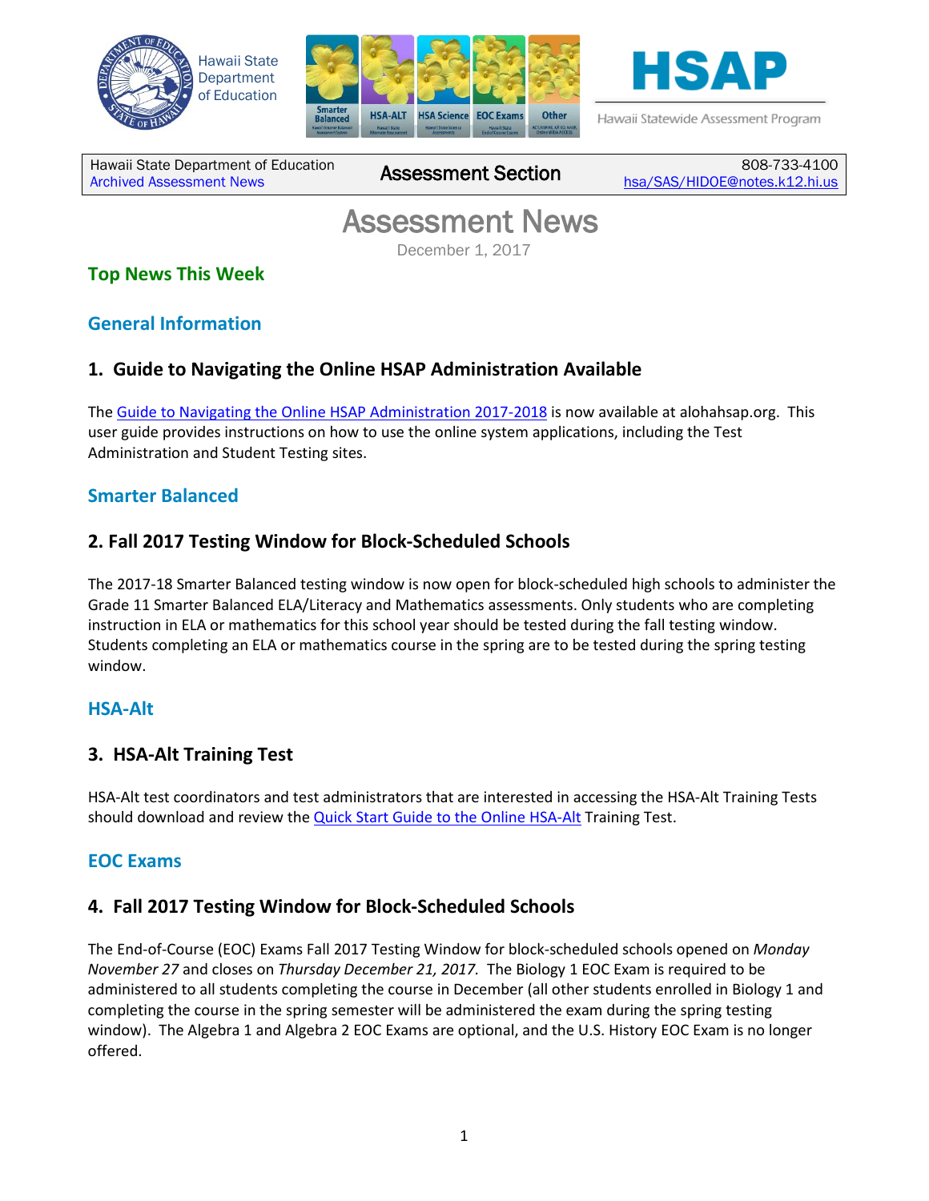Hawaii State Department of Education

HSAP
Hawaii Statewide Assessment Program

| Hawaii State Department of Education<br>Archived Assessment News | Assessment Section | 808-733-4100<br>hsa/SAS/HIDOE@notes.k12.hi.us |
|---|---|---|

# Assessment News

December 1, 2017

## Top News This Week

## General Information

### 1. Guide to Navigating the Online HSAP Administration Available

The Guide to Navigating the Online HSAP Administration 2017-2018 is now available at alohahsap.org. This user guide provides instructions on how to use the online system applications, including the Test Administration and Student Testing sites.

## Smarter Balanced

### 2. Fall 2017 Testing Window for Block-Scheduled Schools

The 2017-18 Smarter Balanced testing window is now open for block-scheduled high schools to administer the Grade 11 Smarter Balanced ELA/Literacy and Mathematics assessments. Only students who are completing instruction in ELA or mathematics for this school year should be tested during the fall testing window. Students completing an ELA or mathematics course in the spring are to be tested during the spring testing window.

## HSA-Alt

### 3. HSA-Alt Training Test

HSA-Alt test coordinators and test administrators that are interested in accessing the HSA-Alt Training Tests should download and review the Quick Start Guide to the Online HSA-Alt Training Test.

## EOC Exams

### 4. Fall 2017 Testing Window for Block-Scheduled Schools

The End-of-Course (EOC) Exams Fall 2017 Testing Window for block-scheduled schools opened on *Monday November 27* and closes on *Thursday December 21, 2017.* The Biology 1 EOC Exam is required to be administered to all students completing the course in December (all other students enrolled in Biology 1 and completing the course in the spring semester will be administered the exam during the spring testing window). The Algebra 1 and Algebra 2 EOC Exams are optional, and the U.S. History EOC Exam is no longer offered.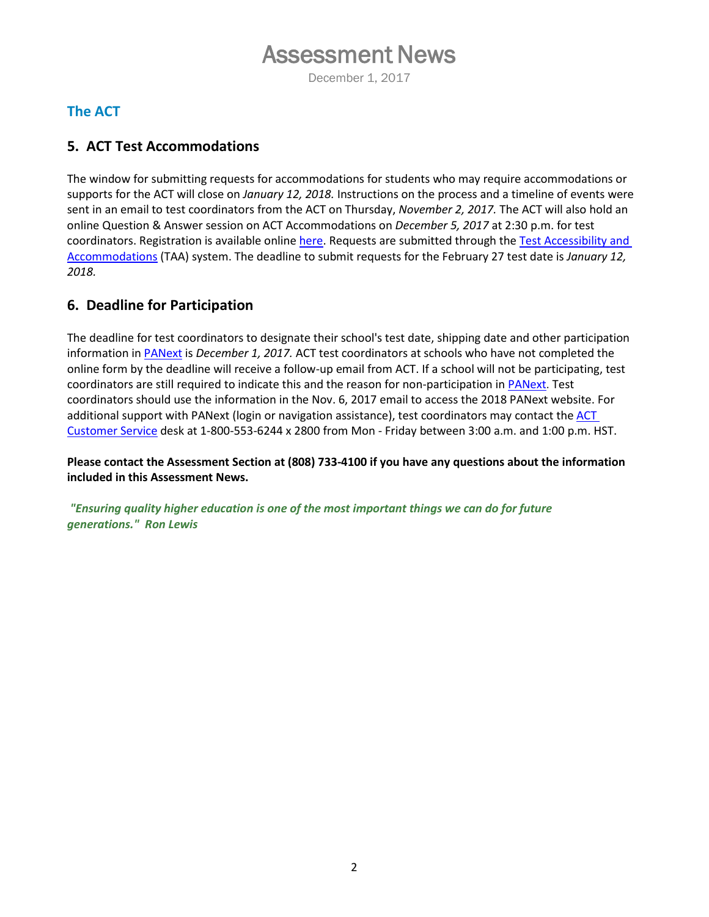# Assessment News

December 1, 2017

## The ACT

### 5. ACT Test Accommodations

The window for submitting requests for accommodations for students who may require accommodations or supports for the ACT will close on *January 12, 2018.* Instructions on the process and a timeline of events were sent in an email to test coordinators from the ACT on Thursday, *November 2, 2017.* The ACT will also hold an online Question & Answer session on ACT Accommodations on *December 5, 2017* at 2:30 p.m. for test coordinators. Registration is available online here. Requests are submitted through the Test Accessibility and Accommodations (TAA) system. The deadline to submit requests for the February 27 test date is *January 12, 2018.*

### 6. Deadline for Participation

The deadline for test coordinators to designate their school's test date, shipping date and other participation information in PANext is *December 1, 2017.* ACT test coordinators at schools who have not completed the online form by the deadline will receive a follow-up email from ACT. If a school will not be participating, test coordinators are still required to indicate this and the reason for non-participation in PANext. Test coordinators should use the information in the Nov. 6, 2017 email to access the 2018 PANext website. For additional support with PANext (login or navigation assistance), test coordinators may contact the ACT Customer Service desk at 1-800-553-6244 x 2800 from Mon - Friday between 3:00 a.m. and 1:00 p.m. HST.

**Please contact the Assessment Section at (808) 733-4100 if you have any questions about the information included in this Assessment News.**

***"Ensuring quality higher education is one of the most important things we can do for future generations." Ron Lewis***